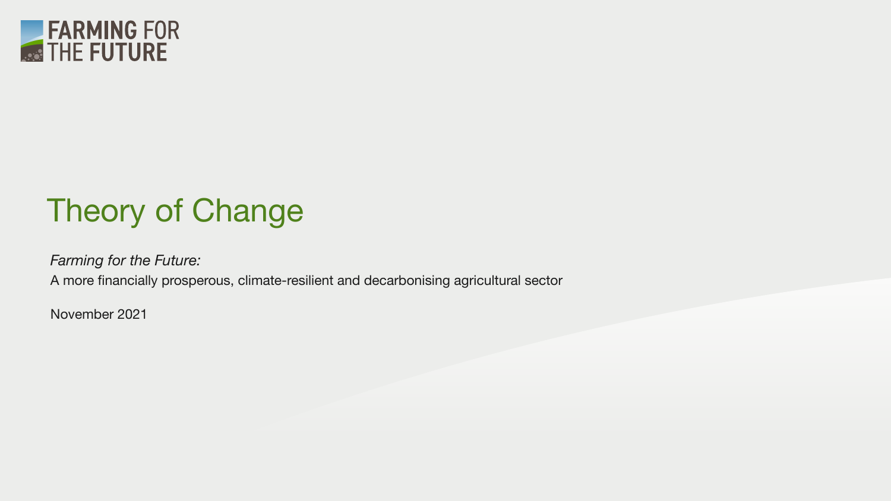FARMING FOR THE FUTURE

# Theory of Change

*Farming for the Future:*

A more financially prosperous, climate-resilient and decarbonising agricultural sector

November 2021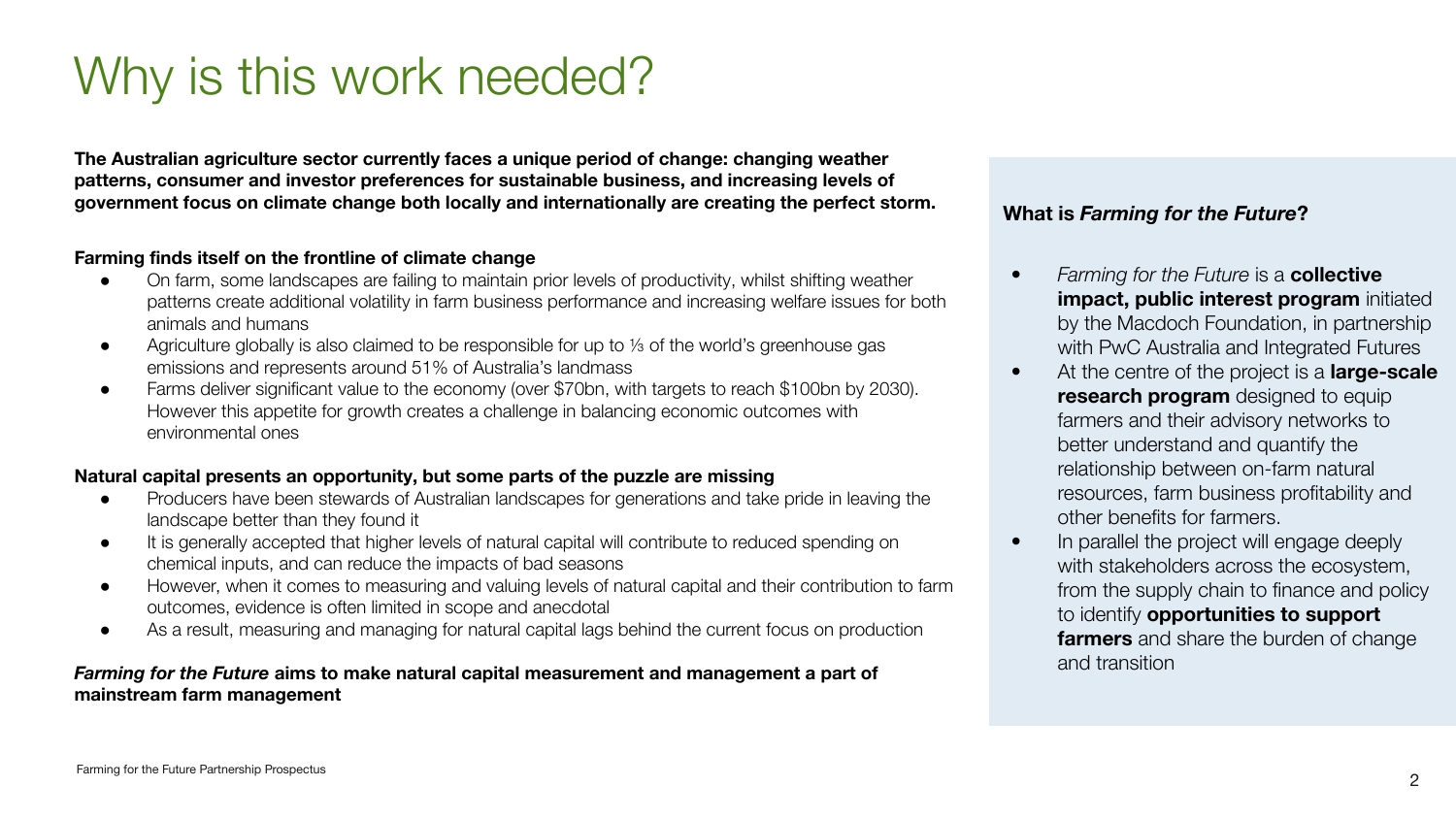# Why is this work needed?

**The Australian agriculture sector currently faces a unique period of change: changing weather patterns, consumer and investor preferences for sustainable business, and increasing levels of government focus on climate change both locally and internationally are creating the perfect storm.**

**Farming finds itself on the frontline of climate change**

- On farm, some landscapes are failing to maintain prior levels of productivity, whilst shifting weather patterns create additional volatility in farm business performance and increasing welfare issues for both animals and humans
- Agriculture globally is also claimed to be responsible for up to ⅓ of the world's greenhouse gas emissions and represents around 51% of Australia's landmass
- Farms deliver significant value to the economy (over $70bn, with targets to reach $100bn by 2030). However this appetite for growth creates a challenge in balancing economic outcomes with environmental ones

**Natural capital presents an opportunity, but some parts of the puzzle are missing**

- Producers have been stewards of Australian landscapes for generations and take pride in leaving the landscape better than they found it
- It is generally accepted that higher levels of natural capital will contribute to reduced spending on chemical inputs, and can reduce the impacts of bad seasons
- However, when it comes to measuring and valuing levels of natural capital and their contribution to farm outcomes, evidence is often limited in scope and anecdotal
- As a result, measuring and managing for natural capital lags behind the current focus on production

***Farming for the Future*** **aims to make natural capital measurement and management a part of mainstream farm management**

### What is *Farming for the Future*?

- *Farming for the Future* is a **collective impact, public interest program** initiated by the Macdoch Foundation, in partnership with PwC Australia and Integrated Futures
- At the centre of the project is a **large-scale research program** designed to equip farmers and their advisory networks to better understand and quantify the relationship between on-farm natural resources, farm business profitability and other benefits for farmers.
- In parallel the project will engage deeply with stakeholders across the ecosystem, from the supply chain to finance and policy to identify **opportunities to support farmers** and share the burden of change and transition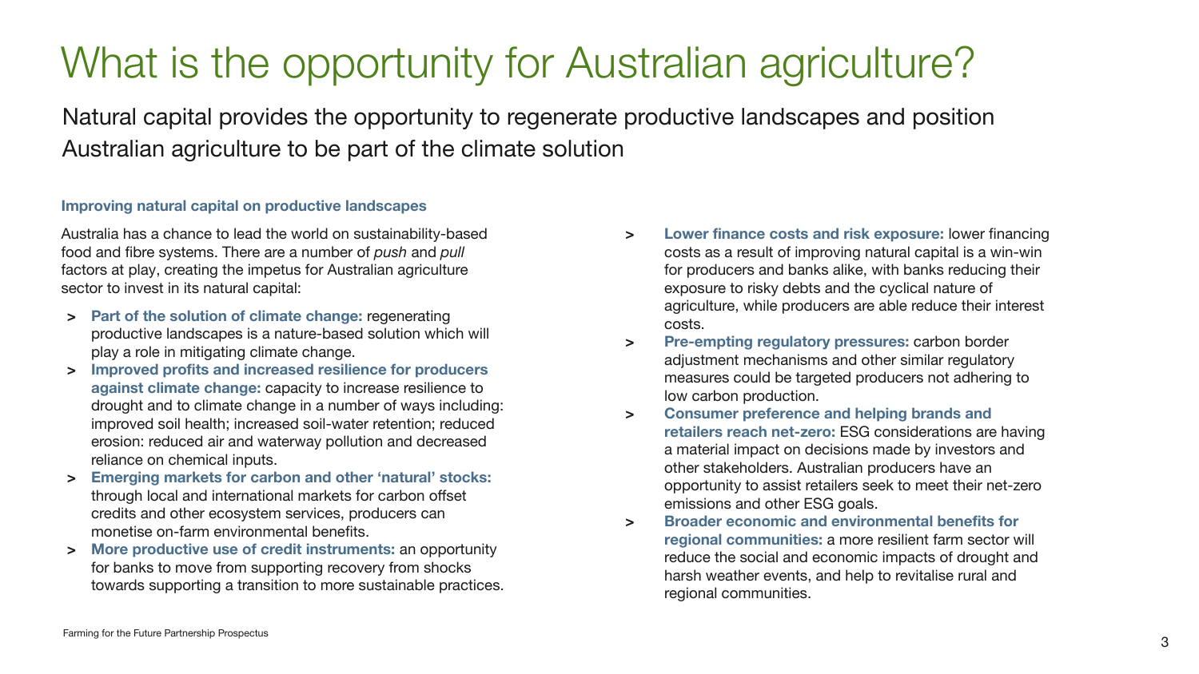# What is the opportunity for Australian agriculture?

Natural capital provides the opportunity to regenerate productive landscapes and position Australian agriculture to be part of the climate solution

### Improving natural capital on productive landscapes

Australia has a chance to lead the world on sustainability-based food and fibre systems. There are a number of *push* and *pull* factors at play, creating the impetus for Australian agriculture sector to invest in its natural capital:

- **Part of the solution of climate change:** regenerating productive landscapes is a nature-based solution which will play a role in mitigating climate change.
- **Improved profits and increased resilience for producers against climate change:** capacity to increase resilience to drought and to climate change in a number of ways including: improved soil health; increased soil-water retention; reduced erosion: reduced air and waterway pollution and decreased reliance on chemical inputs.
- **Emerging markets for carbon and other 'natural' stocks:** through local and international markets for carbon offset credits and other ecosystem services, producers can monetise on-farm environmental benefits.
- **More productive use of credit instruments:** an opportunity for banks to move from supporting recovery from shocks towards supporting a transition to more sustainable practices.
- **Lower finance costs and risk exposure:** lower financing costs as a result of improving natural capital is a win-win for producers and banks alike, with banks reducing their exposure to risky debts and the cyclical nature of agriculture, while producers are able reduce their interest costs.
- **Pre-empting regulatory pressures:** carbon border adjustment mechanisms and other similar regulatory measures could be targeted producers not adhering to low carbon production.
- **Consumer preference and helping brands and retailers reach net-zero:** ESG considerations are having a material impact on decisions made by investors and other stakeholders. Australian producers have an opportunity to assist retailers seek to meet their net-zero emissions and other ESG goals.
- **Broader economic and environmental benefits for regional communities:** a more resilient farm sector will reduce the social and economic impacts of drought and harsh weather events, and help to revitalise rural and regional communities.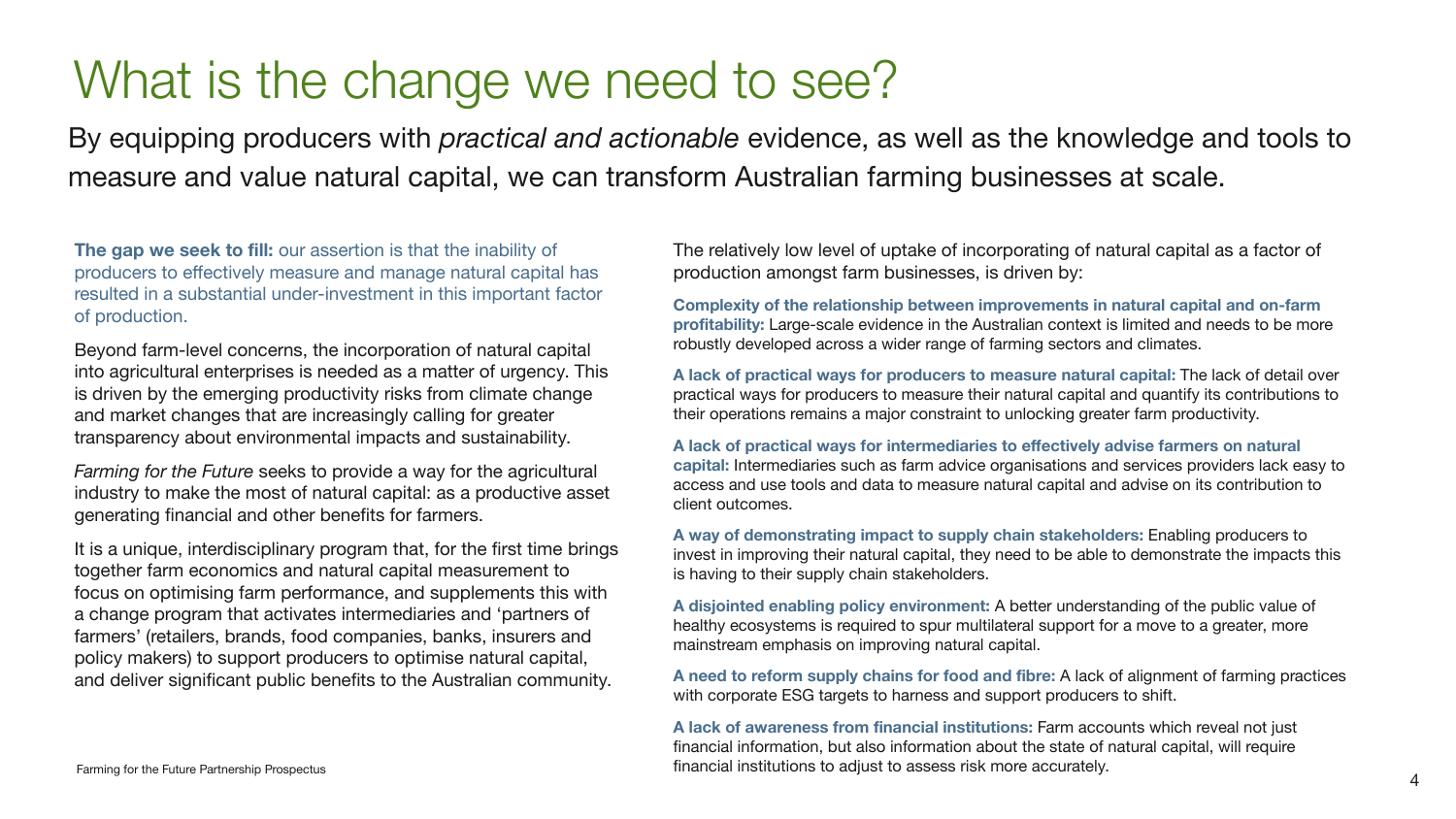# What is the change we need to see?

By equipping producers with *practical and actionable* evidence, as well as the knowledge and tools to measure and value natural capital, we can transform Australian farming businesses at scale.

**The gap we seek to fill:** our assertion is that the inability of producers to effectively measure and manage natural capital has resulted in a substantial under-investment in this important factor of production.

Beyond farm-level concerns, the incorporation of natural capital into agricultural enterprises is needed as a matter of urgency. This is driven by the emerging productivity risks from climate change and market changes that are increasingly calling for greater transparency about environmental impacts and sustainability.

*Farming for the Future* seeks to provide a way for the agricultural industry to make the most of natural capital: as a productive asset generating financial and other benefits for farmers.

It is a unique, interdisciplinary program that, for the first time brings together farm economics and natural capital measurement to focus on optimising farm performance, and supplements this with a change program that activates intermediaries and 'partners of farmers' (retailers, brands, food companies, banks, insurers and policy makers) to support producers to optimise natural capital, and deliver significant public benefits to the Australian community.

The relatively low level of uptake of incorporating of natural capital as a factor of production amongst farm businesses, is driven by:

**Complexity of the relationship between improvements in natural capital and on-farm profitability:** Large-scale evidence in the Australian context is limited and needs to be more robustly developed across a wider range of farming sectors and climates.

**A lack of practical ways for producers to measure natural capital:** The lack of detail over practical ways for producers to measure their natural capital and quantify its contributions to their operations remains a major constraint to unlocking greater farm productivity.

**A lack of practical ways for intermediaries to effectively advise farmers on natural capital:** Intermediaries such as farm advice organisations and services providers lack easy to access and use tools and data to measure natural capital and advise on its contribution to client outcomes.

**A way of demonstrating impact to supply chain stakeholders:** Enabling producers to invest in improving their natural capital, they need to be able to demonstrate the impacts this is having to their supply chain stakeholders.

**A disjointed enabling policy environment:** A better understanding of the public value of healthy ecosystems is required to spur multilateral support for a move to a greater, more mainstream emphasis on improving natural capital.

**A need to reform supply chains for food and fibre:** A lack of alignment of farming practices with corporate ESG targets to harness and support producers to shift.

**A lack of awareness from financial institutions:** Farm accounts which reveal not just financial information, but also information about the state of natural capital, will require financial institutions to adjust to assess risk more accurately.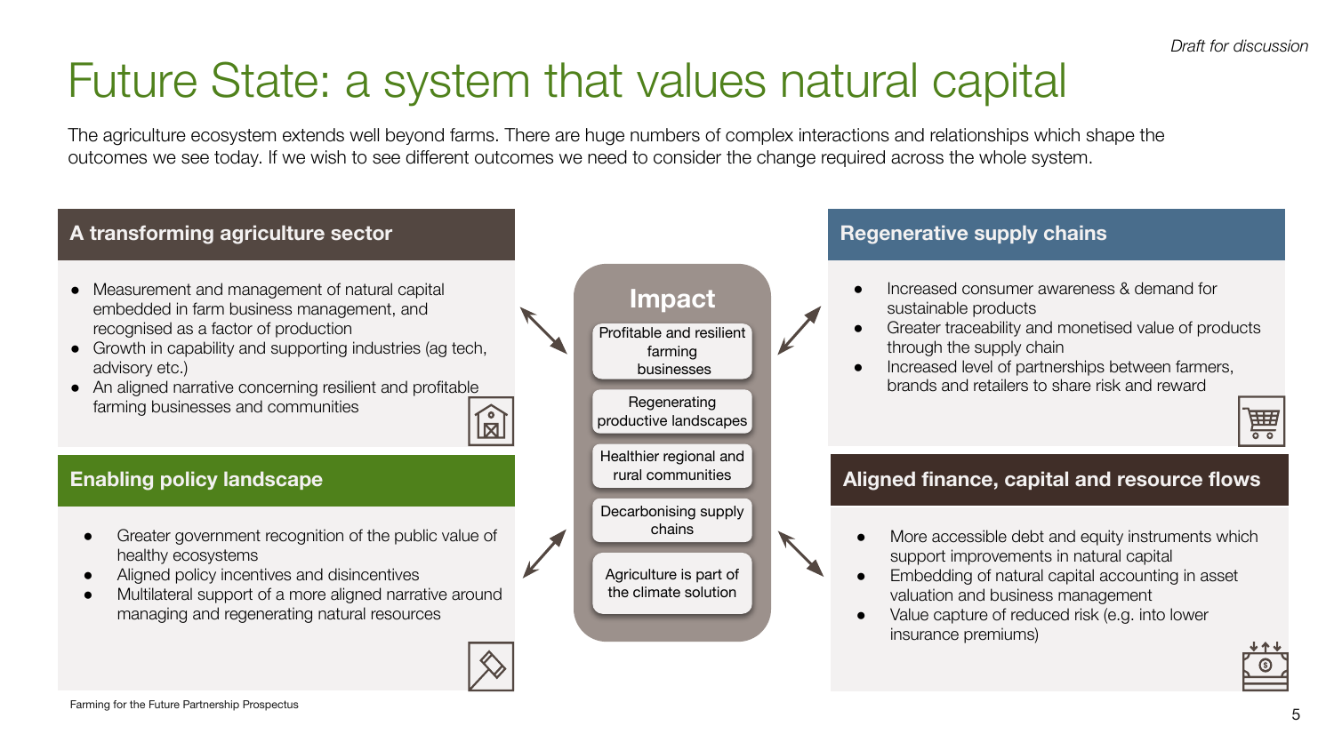*Draft for discussion*

# Future State: a system that values natural capital

The agriculture ecosystem extends well beyond farms. There are huge numbers of complex interactions and relationships which shape the outcomes we see today. If we wish to see different outcomes we need to consider the change required across the whole system.

## A transforming agriculture sector

- Measurement and management of natural capital embedded in farm business management, and recognised as a factor of production
- Growth in capability and supporting industries (ag tech, advisory etc.)
- An aligned narrative concerning resilient and profitable farming businesses and communities

## Enabling policy landscape

- Greater government recognition of the public value of healthy ecosystems
- Aligned policy incentives and disincentives
- Multilateral support of a more aligned narrative around managing and regenerating natural resources

## Impact

- Profitable and resilient farming businesses
- Regenerating productive landscapes
- Healthier regional and rural communities
- Decarbonising supply chains
- Agriculture is part of the climate solution

## Regenerative supply chains

- Increased consumer awareness & demand for sustainable products
- Greater traceability and monetised value of products through the supply chain
- Increased level of partnerships between farmers, brands and retailers to share risk and reward

## Aligned finance, capital and resource flows

- More accessible debt and equity instruments which support improvements in natural capital
- Embedding of natural capital accounting in asset valuation and business management
- Value capture of reduced risk (e.g. into lower insurance premiums)

Farming for the Future Partnership Prospectus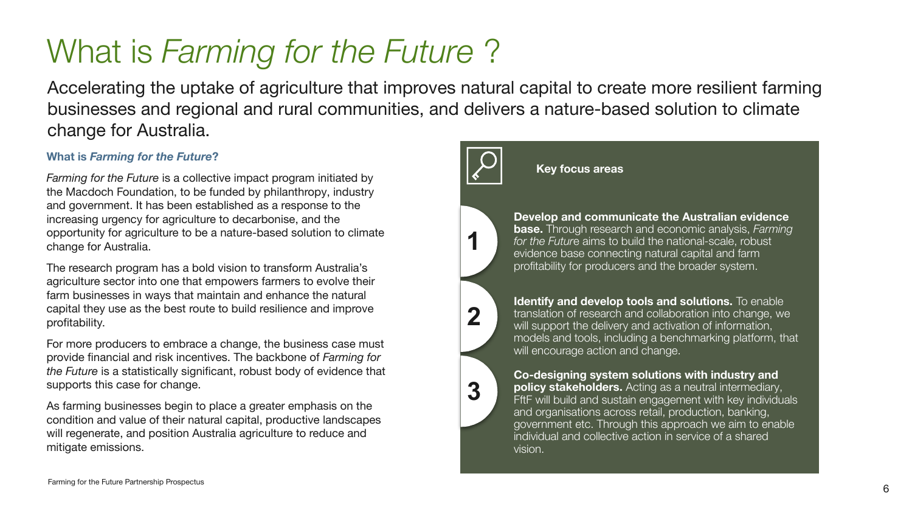# What is *Farming for the Future* ?

Accelerating the uptake of agriculture that improves natural capital to create more resilient farming businesses and regional and rural communities, and delivers a nature-based solution to climate change for Australia.

### What is *Farming for the Future*?

*Farming for the Future* is a collective impact program initiated by the Macdoch Foundation, to be funded by philanthropy, industry and government. It has been established as a response to the increasing urgency for agriculture to decarbonise, and the opportunity for agriculture to be a nature-based solution to climate change for Australia.

The research program has a bold vision to transform Australia's agriculture sector into one that empowers farmers to evolve their farm businesses in ways that maintain and enhance the natural capital they use as the best route to build resilience and improve profitability.

For more producers to embrace a change, the business case must provide financial and risk incentives. The backbone of *Farming for the Future* is a statistically significant, robust body of evidence that supports this case for change.

As farming businesses begin to place a greater emphasis on the condition and value of their natural capital, productive landscapes will regenerate, and position Australia agriculture to reduce and mitigate emissions.

### Key focus areas

1. **Develop and communicate the Australian evidence base.** Through research and economic analysis, *Farming for the Future* aims to build the national-scale, robust evidence base connecting natural capital and farm profitability for producers and the broader system.

2. **Identify and develop tools and solutions.** To enable translation of research and collaboration into change, we will support the delivery and activation of information, models and tools, including a benchmarking platform, that will encourage action and change.

3. **Co-designing system solutions with industry and policy stakeholders.** Acting as a neutral intermediary, FftF will build and sustain engagement with key individuals and organisations across retail, production, banking, government etc. Through this approach we aim to enable individual and collective action in service of a shared vision.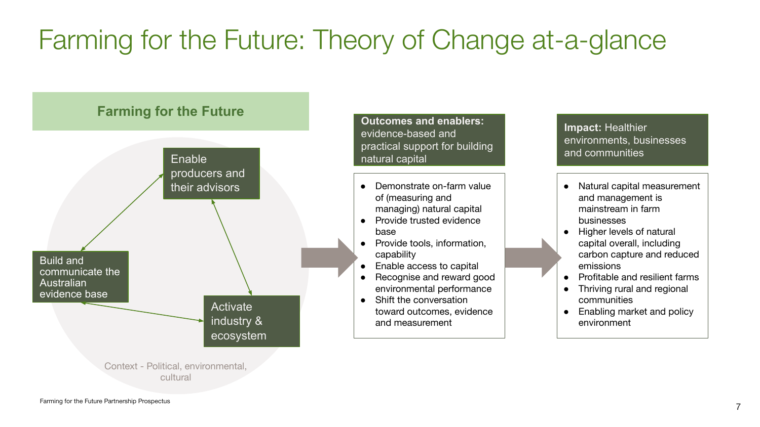# Farming for the Future: Theory of Change at-a-glance

## Farming for the Future

- Enable producers and their advisors
- Build and communicate the Australian evidence base
- Activate industry & ecosystem

Context - Political, environmental, cultural

**Outcomes and enablers:** evidence-based and practical support for building natural capital

- Demonstrate on-farm value of (measuring and managing) natural capital
- Provide trusted evidence base
- Provide tools, information, capability
- Enable access to capital
- Recognise and reward good environmental performance
- Shift the conversation toward outcomes, evidence and measurement

**Impact:** Healthier environments, businesses and communities

- Natural capital measurement and management is mainstream in farm businesses
- Higher levels of natural capital overall, including carbon capture and reduced emissions
- Profitable and resilient farms
- Thriving rural and regional communities
- Enabling market and policy environment

Farming for the Future Partnership Prospectus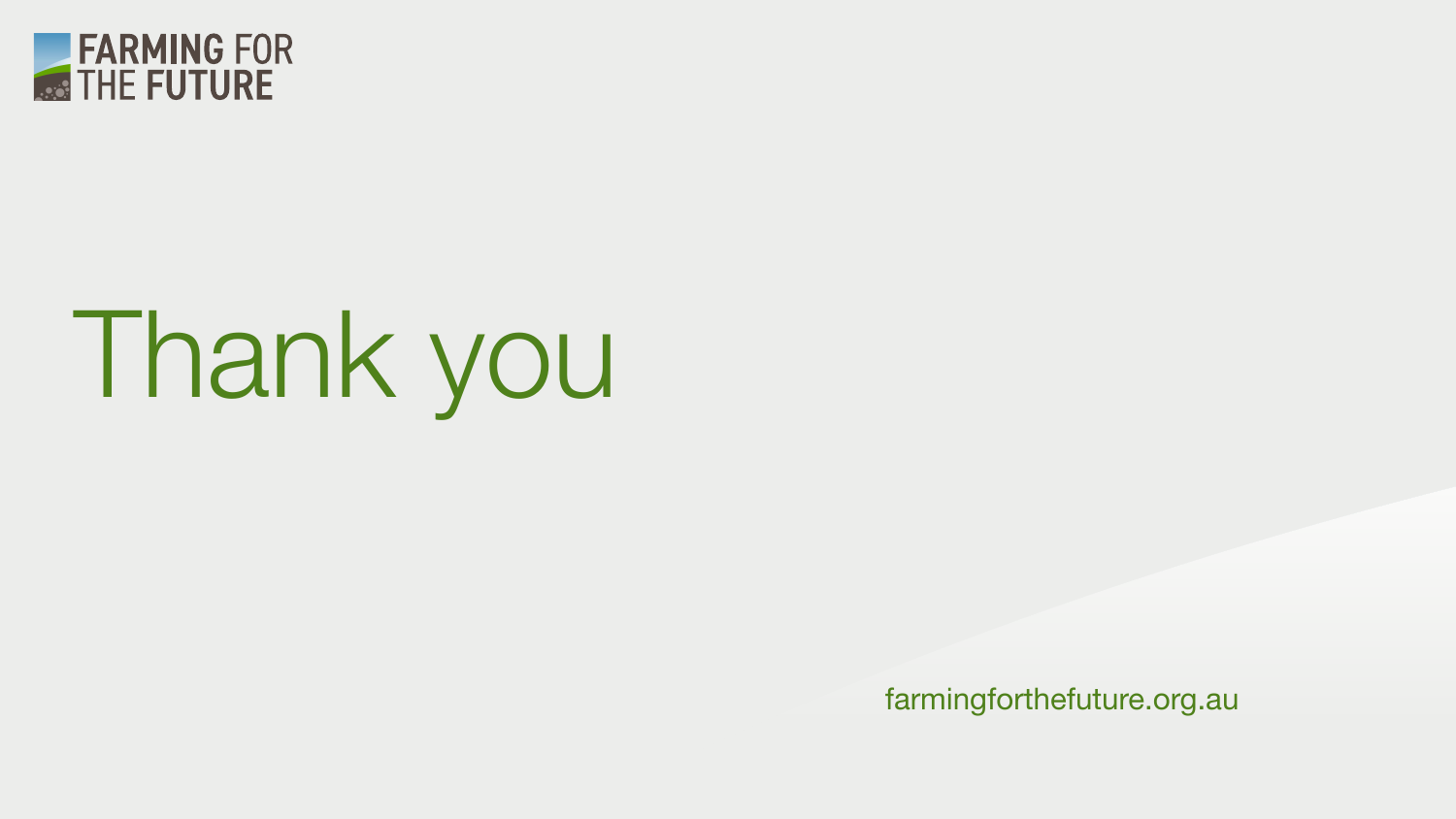FARMING FOR THE FUTURE

# Thank you

farmingforthefuture.org.au